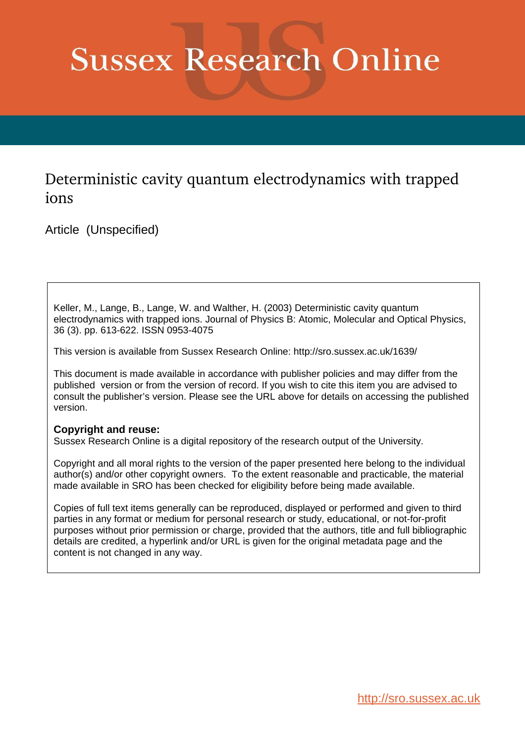# Sussex Research Online

## Deterministic cavity quantum electrodynamics with trapped ions

Article (Unspecified)

Keller, M., Lange, B., Lange, W. and Walther, H. (2003) Deterministic cavity quantum electrodynamics with trapped ions. Journal of Physics B: Atomic, Molecular and Optical Physics, 36 (3). pp. 613-622. ISSN 0953-4075

This version is available from Sussex Research Online: http://sro.sussex.ac.uk/1639/

This document is made available in accordance with publisher policies and may differ from the published version or from the version of record. If you wish to cite this item you are advised to consult the publisher's version. Please see the URL above for details on accessing the published version.

**Copyright and reuse:**
Sussex Research Online is a digital repository of the research output of the University.

Copyright and all moral rights to the version of the paper presented here belong to the individual author(s) and/or other copyright owners. To the extent reasonable and practicable, the material made available in SRO has been checked for eligibility before being made available.

Copies of full text items generally can be reproduced, displayed or performed and given to third parties in any format or medium for personal research or study, educational, or not-for-profit purposes without prior permission or charge, provided that the authors, title and full bibliographic details are credited, a hyperlink and/or URL is given for the original metadata page and the content is not changed in any way.

http://sro.sussex.ac.uk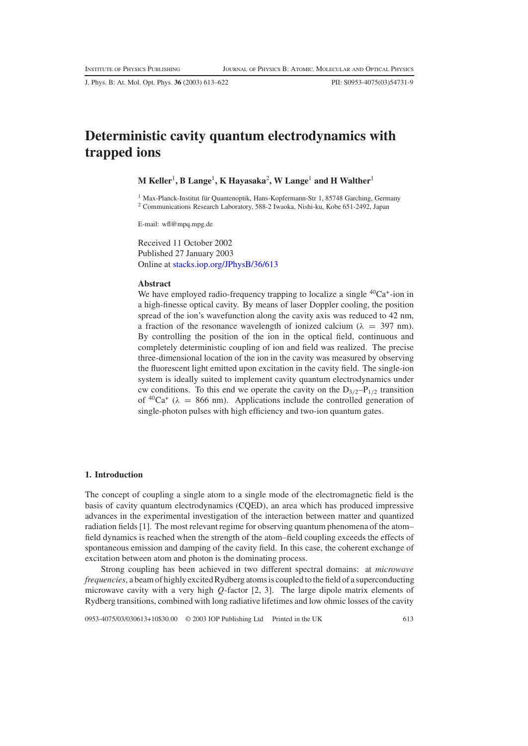# Deterministic cavity quantum electrodynamics with trapped ions

**M Keller[1], B Lange[1], K Hayasaka[2], W Lange[1] and H Walther[1]**

[1] Max-Planck-Institut für Quantenoptik, Hans-Kopfermann-Str 1, 85748 Garching, Germany
[2] Communications Research Laboratory, 588-2 Iwaoka, Nishi-ku, Kobe 651-2492, Japan

E-mail: wfl@mpq.mpg.de

Received 11 October 2002
Published 27 January 2003
Online at stacks.iop.org/JPhysB/36/613

### Abstract

We have employed radio-frequency trapping to localize a single $^{40}Ca^{+}$-ion in a high-finesse optical cavity. By means of laser Doppler cooling, the position spread of the ion's wavefunction along the cavity axis was reduced to 42 nm, a fraction of the resonance wavelength of ionized calcium ($\lambda = 397$ nm). By controlling the position of the ion in the optical field, continuous and completely deterministic coupling of ion and field was realized. The precise three-dimensional location of the ion in the cavity was measured by observing the fluorescent light emitted upon excitation in the cavity field. The single-ion system is ideally suited to implement cavity quantum electrodynamics under cw conditions. To this end we operate the cavity on the $D_{3/2}$–$P_{1/2}$ transition of $^{40}Ca^{+}$ ($\lambda = 866$ nm). Applications include the controlled generation of single-photon pulses with high efficiency and two-ion quantum gates.

## 1. Introduction

The concept of coupling a single atom to a single mode of the electromagnetic field is the basis of cavity quantum electrodynamics (CQED), an area which has produced impressive advances in the experimental investigation of the interaction between matter and quantized radiation fields [1]. The most relevant regime for observing quantum phenomena of the atom–field dynamics is reached when the strength of the atom–field coupling exceeds the effects of spontaneous emission and damping of the cavity field. In this case, the coherent exchange of excitation between atom and photon is the dominating process.

Strong coupling has been achieved in two different spectral domains: at *microwave frequencies*, a beam of highly excited Rydberg atoms is coupled to the field of a superconducting microwave cavity with a very high $Q$-factor [2, 3]. The large dipole matrix elements of Rydberg transitions, combined with long radiative lifetimes and low ohmic losses of the cavity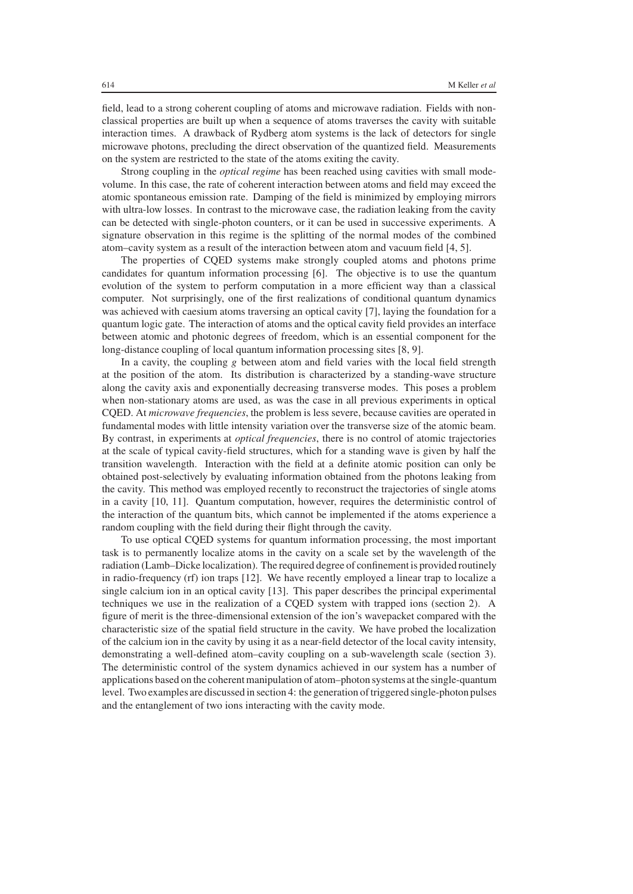field, lead to a strong coherent coupling of atoms and microwave radiation. Fields with non-classical properties are built up when a sequence of atoms traverses the cavity with suitable interaction times. A drawback of Rydberg atom systems is the lack of detectors for single microwave photons, precluding the direct observation of the quantized field. Measurements on the system are restricted to the state of the atoms exiting the cavity.

Strong coupling in the *optical regime* has been reached using cavities with small mode-volume. In this case, the rate of coherent interaction between atoms and field may exceed the atomic spontaneous emission rate. Damping of the field is minimized by employing mirrors with ultra-low losses. In contrast to the microwave case, the radiation leaking from the cavity can be detected with single-photon counters, or it can be used in successive experiments. A signature observation in this regime is the splitting of the normal modes of the combined atom–cavity system as a result of the interaction between atom and vacuum field [4, 5].

The properties of CQED systems make strongly coupled atoms and photons prime candidates for quantum information processing [6]. The objective is to use the quantum evolution of the system to perform computation in a more efficient way than a classical computer. Not surprisingly, one of the first realizations of conditional quantum dynamics was achieved with caesium atoms traversing an optical cavity [7], laying the foundation for a quantum logic gate. The interaction of atoms and the optical cavity field provides an interface between atomic and photonic degrees of freedom, which is an essential component for the long-distance coupling of local quantum information processing sites [8, 9].

In a cavity, the coupling $g$ between atom and field varies with the local field strength at the position of the atom. Its distribution is characterized by a standing-wave structure along the cavity axis and exponentially decreasing transverse modes. This poses a problem when non-stationary atoms are used, as was the case in all previous experiments in optical CQED. At *microwave frequencies*, the problem is less severe, because cavities are operated in fundamental modes with little intensity variation over the transverse size of the atomic beam. By contrast, in experiments at *optical frequencies*, there is no control of atomic trajectories at the scale of typical cavity-field structures, which for a standing wave is given by half the transition wavelength. Interaction with the field at a definite atomic position can only be obtained post-selectively by evaluating information obtained from the photons leaking from the cavity. This method was employed recently to reconstruct the trajectories of single atoms in a cavity [10, 11]. Quantum computation, however, requires the deterministic control of the interaction of the quantum bits, which cannot be implemented if the atoms experience a random coupling with the field during their flight through the cavity.

To use optical CQED systems for quantum information processing, the most important task is to permanently localize atoms in the cavity on a scale set by the wavelength of the radiation (Lamb–Dicke localization). The required degree of confinement is provided routinely in radio-frequency (rf) ion traps [12]. We have recently employed a linear trap to localize a single calcium ion in an optical cavity [13]. This paper describes the principal experimental techniques we use in the realization of a CQED system with trapped ions (section 2). A figure of merit is the three-dimensional extension of the ion's wavepacket compared with the characteristic size of the spatial field structure in the cavity. We have probed the localization of the calcium ion in the cavity by using it as a near-field detector of the local cavity intensity, demonstrating a well-defined atom–cavity coupling on a sub-wavelength scale (section 3). The deterministic control of the system dynamics achieved in our system has a number of applications based on the coherent manipulation of atom–photon systems at the single-quantum level. Two examples are discussed in section 4: the generation of triggered single-photon pulses and the entanglement of two ions interacting with the cavity mode.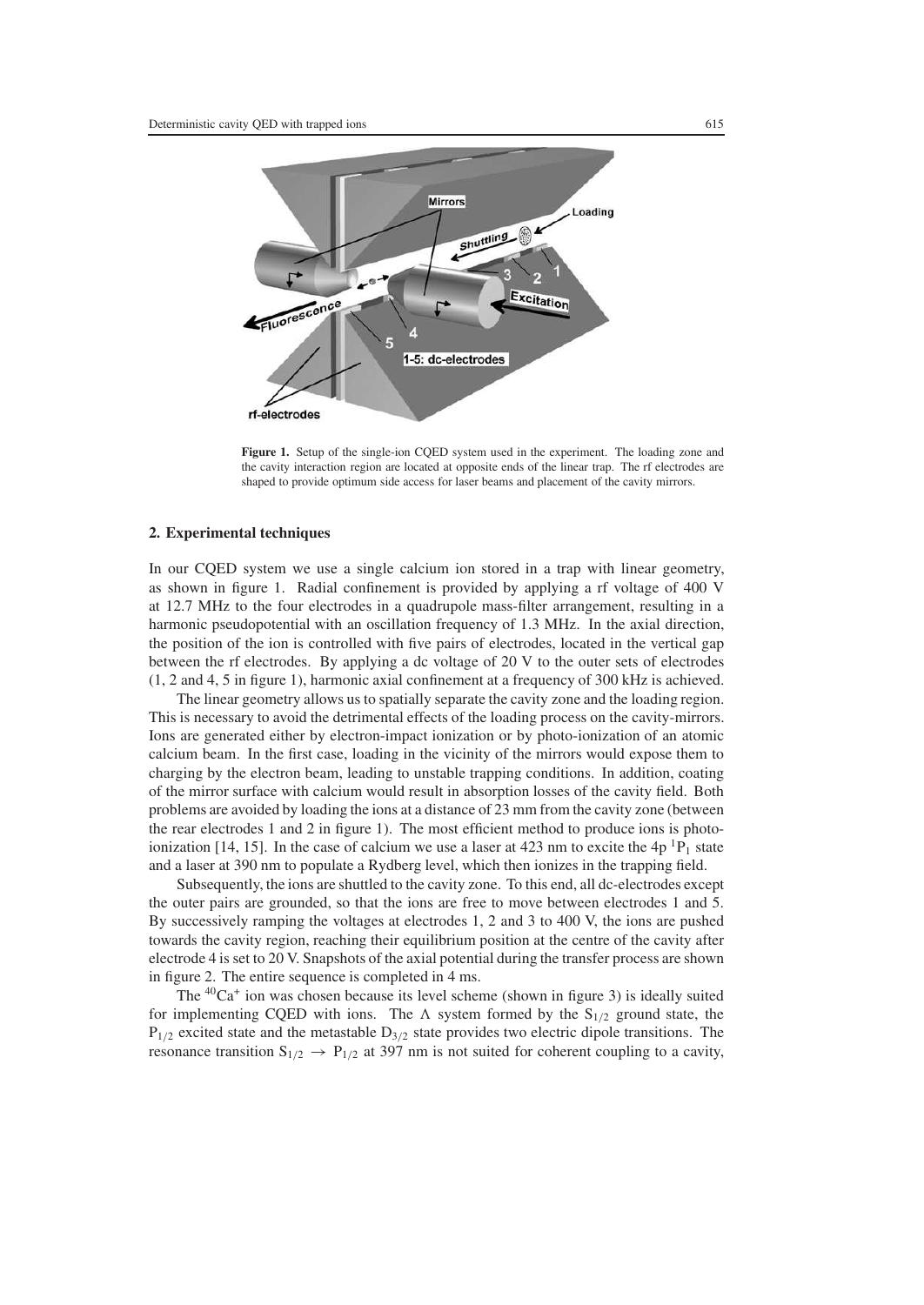**Figure 1.** Setup of the single-ion CQED system used in the experiment. The loading zone and the cavity interaction region are located at opposite ends of the linear trap. The rf electrodes are shaped to provide optimum side access for laser beams and placement of the cavity mirrors.

## 2. Experimental techniques

In our CQED system we use a single calcium ion stored in a trap with linear geometry, as shown in figure 1. Radial confinement is provided by applying a rf voltage of 400 V at 12.7 MHz to the four electrodes in a quadrupole mass-filter arrangement, resulting in a harmonic pseudopotential with an oscillation frequency of 1.3 MHz. In the axial direction, the position of the ion is controlled with five pairs of electrodes, located in the vertical gap between the rf electrodes. By applying a dc voltage of 20 V to the outer sets of electrodes (1, 2 and 4, 5 in figure 1), harmonic axial confinement at a frequency of 300 kHz is achieved.

The linear geometry allows us to spatially separate the cavity zone and the loading region. This is necessary to avoid the detrimental effects of the loading process on the cavity-mirrors. Ions are generated either by electron-impact ionization or by photo-ionization of an atomic calcium beam. In the first case, loading in the vicinity of the mirrors would expose them to charging by the electron beam, leading to unstable trapping conditions. In addition, coating of the mirror surface with calcium would result in absorption losses of the cavity field. Both problems are avoided by loading the ions at a distance of 23 mm from the cavity zone (between the rear electrodes 1 and 2 in figure 1). The most efficient method to produce ions is photo-ionization [14, 15]. In the case of calcium we use a laser at 423 nm to excite the 4p $^1P_1$ state and a laser at 390 nm to populate a Rydberg level, which then ionizes in the trapping field.

Subsequently, the ions are shuttled to the cavity zone. To this end, all dc-electrodes except the outer pairs are grounded, so that the ions are free to move between electrodes 1 and 5. By successively ramping the voltages at electrodes 1, 2 and 3 to 400 V, the ions are pushed towards the cavity region, reaching their equilibrium position at the centre of the cavity after electrode 4 is set to 20 V. Snapshots of the axial potential during the transfer process are shown in figure 2. The entire sequence is completed in 4 ms.

The $^{40}Ca^+$ ion was chosen because its level scheme (shown in figure 3) is ideally suited for implementing CQED with ions. The $\Lambda$ system formed by the $S_{1/2}$ ground state, the $P_{1/2}$ excited state and the metastable $D_{3/2}$ state provides two electric dipole transitions. The resonance transition $S_{1/2} \rightarrow P_{1/2}$ at 397 nm is not suited for coherent coupling to a cavity,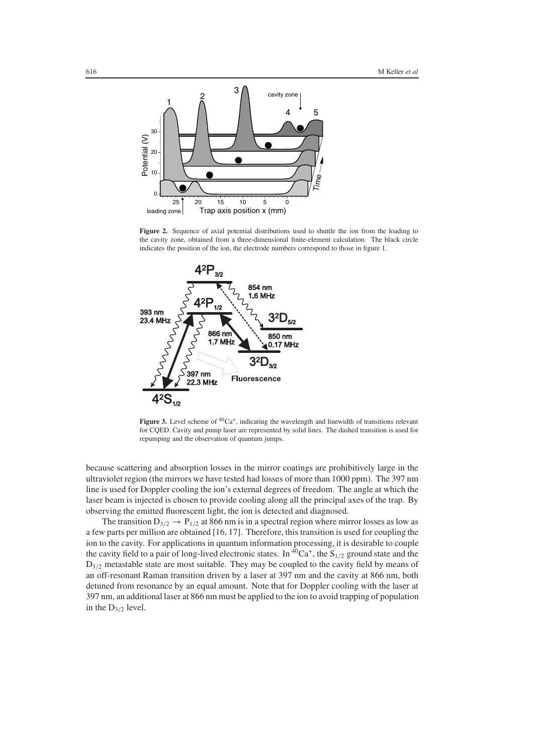**Figure 2.** Sequence of axial potential distributions used to shuttle the ion from the loading to the cavity zone, obtained from a three-dimensional finite-element calculation. The black circle indicates the position of the ion, the electrode numbers correspond to those in figure 1.

**Figure 3.** Level scheme of $^{40}Ca^+$, indicating the wavelength and linewidth of transitions relevant for CQED. Cavity and pump laser are represented by solid lines. The dashed transition is used for repumping and the observation of quantum jumps.

because scattering and absorption losses in the mirror coatings are prohibitively large in the ultraviolet region (the mirrors we have tested had losses of more than 1000 ppm). The 397 nm line is used for Doppler cooling the ion's external degrees of freedom. The angle at which the laser beam is injected is chosen to provide cooling along all the principal axes of the trap. By observing the emitted fluorescent light, the ion is detected and diagnosed.

The transition $D_{3/2} \rightarrow P_{1/2}$ at 866 nm is in a spectral region where mirror losses as low as a few parts per million are obtained [16, 17]. Therefore, this transition is used for coupling the ion to the cavity. For applications in quantum information processing, it is desirable to couple the cavity field to a pair of long-lived electronic states. In $^{40}Ca^+$, the $S_{1/2}$ ground state and the $D_{3/2}$ metastable state are most suitable. They may be coupled to the cavity field by means of an off-resonant Raman transition driven by a laser at 397 nm and the cavity at 866 nm, both detuned from resonance by an equal amount. Note that for Doppler cooling with the laser at 397 nm, an additional laser at 866 nm must be applied to the ion to avoid trapping of population in the $D_{3/2}$ level.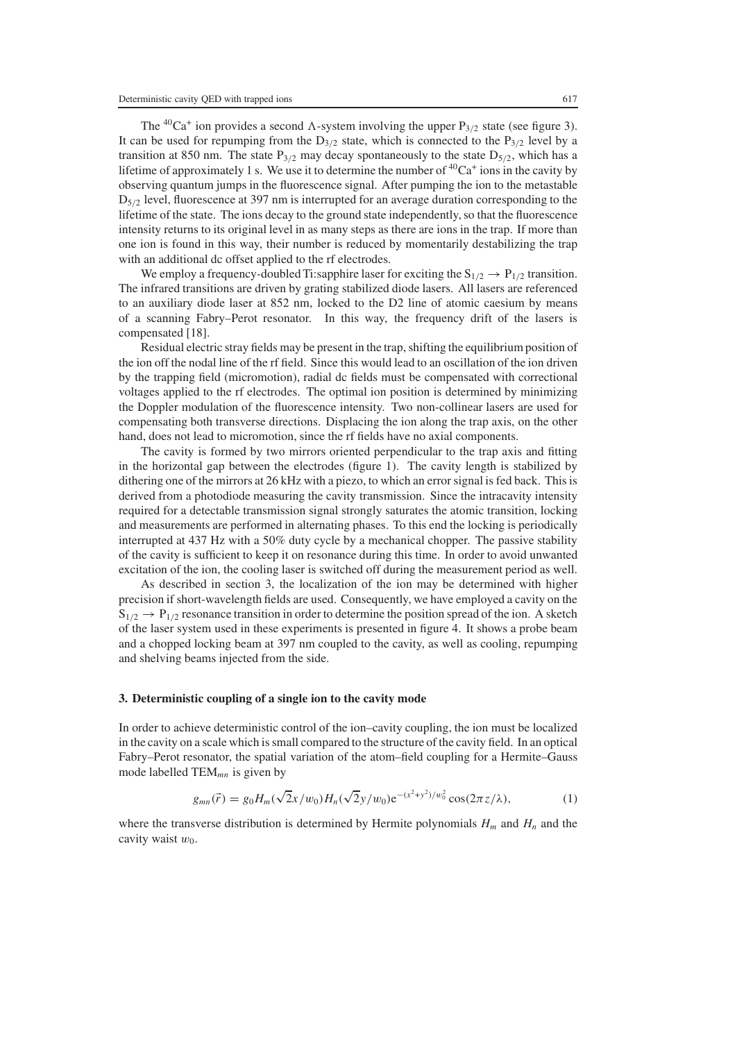The $^{40}Ca^+$ ion provides a second Λ-system involving the upper $P_{3/2}$ state (see figure 3). It can be used for repumping from the $D_{3/2}$ state, which is connected to the $P_{3/2}$ level by a transition at 850 nm. The state $P_{3/2}$ may decay spontaneously to the state $D_{5/2}$, which has a lifetime of approximately 1 s. We use it to determine the number of $^{40}Ca^+$ ions in the cavity by observing quantum jumps in the fluorescence signal. After pumping the ion to the metastable $D_{5/2}$ level, fluorescence at 397 nm is interrupted for an average duration corresponding to the lifetime of the state. The ions decay to the ground state independently, so that the fluorescence intensity returns to its original level in as many steps as there are ions in the trap. If more than one ion is found in this way, their number is reduced by momentarily destabilizing the trap with an additional dc offset applied to the rf electrodes.

We employ a frequency-doubled Ti:sapphire laser for exciting the $S_{1/2} \rightarrow P_{1/2}$ transition. The infrared transitions are driven by grating stabilized diode lasers. All lasers are referenced to an auxiliary diode laser at 852 nm, locked to the D2 line of atomic caesium by means of a scanning Fabry–Perot resonator. In this way, the frequency drift of the lasers is compensated [18].

Residual electric stray fields may be present in the trap, shifting the equilibrium position of the ion off the nodal line of the rf field. Since this would lead to an oscillation of the ion driven by the trapping field (micromotion), radial dc fields must be compensated with correctional voltages applied to the rf electrodes. The optimal ion position is determined by minimizing the Doppler modulation of the fluorescence intensity. Two non-collinear lasers are used for compensating both transverse directions. Displacing the ion along the trap axis, on the other hand, does not lead to micromotion, since the rf fields have no axial components.

The cavity is formed by two mirrors oriented perpendicular to the trap axis and fitting in the horizontal gap between the electrodes (figure 1). The cavity length is stabilized by dithering one of the mirrors at 26 kHz with a piezo, to which an error signal is fed back. This is derived from a photodiode measuring the cavity transmission. Since the intracavity intensity required for a detectable transmission signal strongly saturates the atomic transition, locking and measurements are performed in alternating phases. To this end the locking is periodically interrupted at 437 Hz with a 50% duty cycle by a mechanical chopper. The passive stability of the cavity is sufficient to keep it on resonance during this time. In order to avoid unwanted excitation of the ion, the cooling laser is switched off during the measurement period as well.

As described in section 3, the localization of the ion may be determined with higher precision if short-wavelength fields are used. Consequently, we have employed a cavity on the $S_{1/2} \rightarrow P_{1/2}$ resonance transition in order to determine the position spread of the ion. A sketch of the laser system used in these experiments is presented in figure 4. It shows a probe beam and a chopped locking beam at 397 nm coupled to the cavity, as well as cooling, repumping and shelving beams injected from the side.

## 3. Deterministic coupling of a single ion to the cavity mode

In order to achieve deterministic control of the ion–cavity coupling, the ion must be localized in the cavity on a scale which is small compared to the structure of the cavity field. In an optical Fabry–Perot resonator, the spatial variation of the atom–field coupling for a Hermite–Gauss mode labelled $TEM_{mn}$ is given by

$$g_{mn}(\vec{r}) = g_0 H_m(\sqrt{2}x/w_0) H_n(\sqrt{2}y/w_0) e^{-(x^2+y^2)/w_0^2} \cos(2\pi z/\lambda), \tag{1}$$

where the transverse distribution is determined by Hermite polynomials $H_m$ and $H_n$ and the cavity waist $w_0$.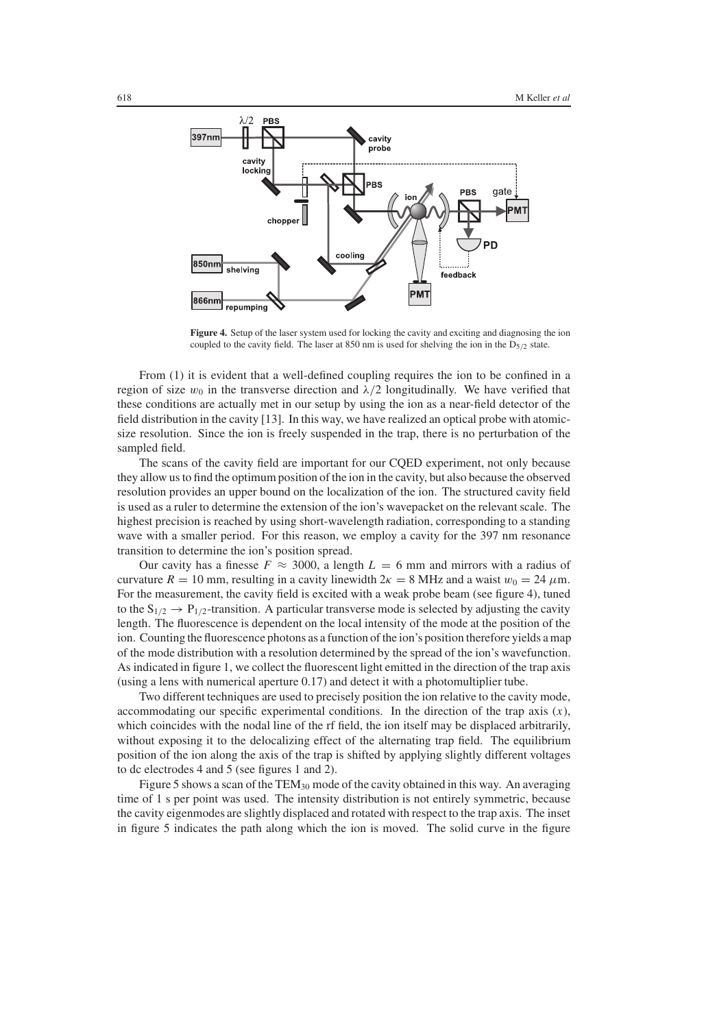**Figure 4.** Setup of the laser system used for locking the cavity and exciting and diagnosing the ion coupled to the cavity field. The laser at 850 nm is used for shelving the ion in the $D_{5/2}$ state.

From (1) it is evident that a well-defined coupling requires the ion to be confined in a region of size $w_0$ in the transverse direction and $\lambda/2$ longitudinally. We have verified that these conditions are actually met in our setup by using the ion as a near-field detector of the field distribution in the cavity [13]. In this way, we have realized an optical probe with atomic-size resolution. Since the ion is freely suspended in the trap, there is no perturbation of the sampled field.

The scans of the cavity field are important for our CQED experiment, not only because they allow us to find the optimum position of the ion in the cavity, but also because the observed resolution provides an upper bound on the localization of the ion. The structured cavity field is used as a ruler to determine the extension of the ion's wavepacket on the relevant scale. The highest precision is reached by using short-wavelength radiation, corresponding to a standing wave with a smaller period. For this reason, we employ a cavity for the 397 nm resonance transition to determine the ion's position spread.

Our cavity has a finesse $F \approx 3000$, a length $L = 6$ mm and mirrors with a radius of curvature $R = 10$ mm, resulting in a cavity linewidth $2\kappa = 8$ MHz and a waist $w_0 = 24$ $\mu$m. For the measurement, the cavity field is excited with a weak probe beam (see figure 4), tuned to the $S_{1/2} \rightarrow P_{1/2}$-transition. A particular transverse mode is selected by adjusting the cavity length. The fluorescence is dependent on the local intensity of the mode at the position of the ion. Counting the fluorescence photons as a function of the ion's position therefore yields a map of the mode distribution with a resolution determined by the spread of the ion's wavefunction. As indicated in figure 1, we collect the fluorescent light emitted in the direction of the trap axis (using a lens with numerical aperture 0.17) and detect it with a photomultiplier tube.

Two different techniques are used to precisely position the ion relative to the cavity mode, accommodating our specific experimental conditions. In the direction of the trap axis ($x$), which coincides with the nodal line of the rf field, the ion itself may be displaced arbitrarily, without exposing it to the delocalizing effect of the alternating trap field. The equilibrium position of the ion along the axis of the trap is shifted by applying slightly different voltages to dc electrodes 4 and 5 (see figures 1 and 2).

Figure 5 shows a scan of the $TEM_{30}$ mode of the cavity obtained in this way. An averaging time of 1 s per point was used. The intensity distribution is not entirely symmetric, because the cavity eigenmodes are slightly displaced and rotated with respect to the trap axis. The inset in figure 5 indicates the path along which the ion is moved. The solid curve in the figure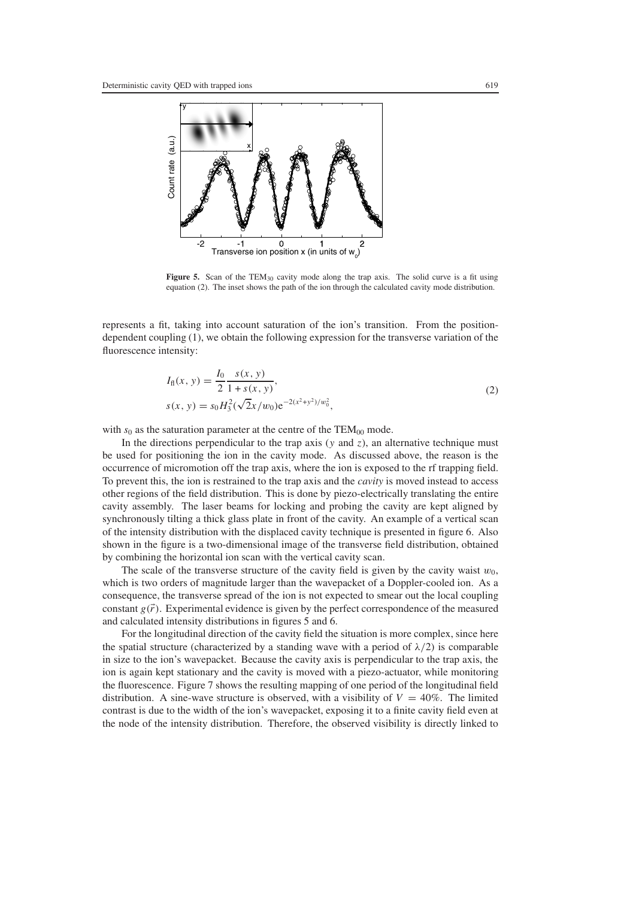**Figure 5.** Scan of the $TEM_{30}$ cavity mode along the trap axis. The solid curve is a fit using equation (2). The inset shows the path of the ion through the calculated cavity mode distribution.

represents a fit, taking into account saturation of the ion's transition. From the position-dependent coupling (1), we obtain the following expression for the transverse variation of the fluorescence intensity:

$$I_{fl}(x, y) = \frac{I_0}{2} \frac{s(x, y)}{1 + s(x, y)},$$
$$s(x, y) = s_0 H_3^2(\sqrt{2}x/w_0) e^{-2(x^2+y^2)/w_0^2}, \tag{2}$$

with $s_0$ as the saturation parameter at the centre of the $TEM_{00}$ mode.

In the directions perpendicular to the trap axis ($y$ and $z$), an alternative technique must be used for positioning the ion in the cavity mode. As discussed above, the reason is the occurrence of micromotion off the trap axis, where the ion is exposed to the rf trapping field. To prevent this, the ion is restrained to the trap axis and the *cavity* is moved instead to access other regions of the field distribution. This is done by piezo-electrically translating the entire cavity assembly. The laser beams for locking and probing the cavity are kept aligned by synchronously tilting a thick glass plate in front of the cavity. An example of a vertical scan of the intensity distribution with the displaced cavity technique is presented in figure 6. Also shown in the figure is a two-dimensional image of the transverse field distribution, obtained by combining the horizontal ion scan with the vertical cavity scan.

The scale of the transverse structure of the cavity field is given by the cavity waist $w_0$, which is two orders of magnitude larger than the wavepacket of a Doppler-cooled ion. As a consequence, the transverse spread of the ion is not expected to smear out the local coupling constant $g(\vec{r})$. Experimental evidence is given by the perfect correspondence of the measured and calculated intensity distributions in figures 5 and 6.

For the longitudinal direction of the cavity field the situation is more complex, since here the spatial structure (characterized by a standing wave with a period of $\lambda/2$) is comparable in size to the ion's wavepacket. Because the cavity axis is perpendicular to the trap axis, the ion is again kept stationary and the cavity is moved with a piezo-actuator, while monitoring the fluorescence. Figure 7 shows the resulting mapping of one period of the longitudinal field distribution. A sine-wave structure is observed, with a visibility of $V = 40\%$. The limited contrast is due to the width of the ion's wavepacket, exposing it to a finite cavity field even at the node of the intensity distribution. Therefore, the observed visibility is directly linked to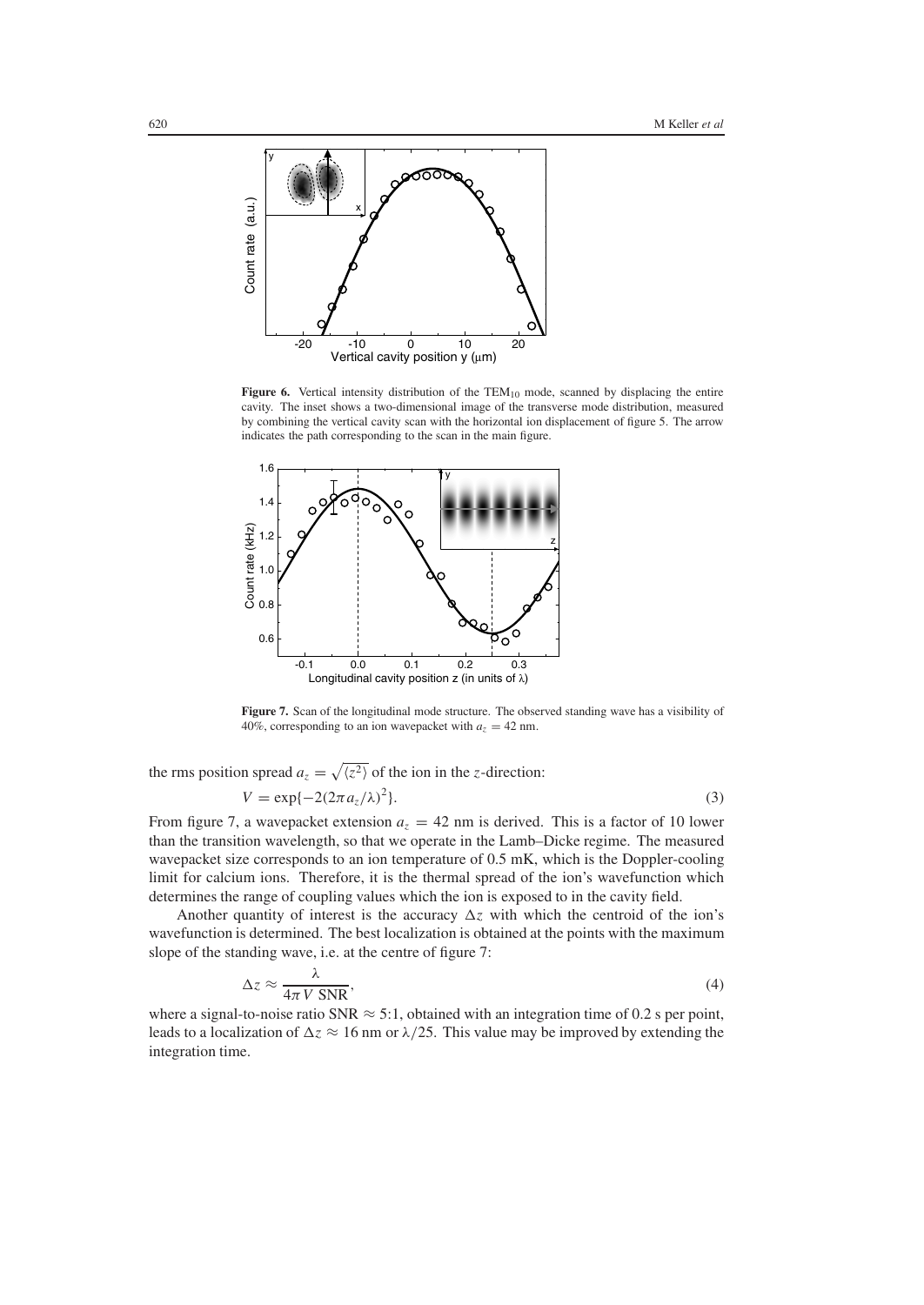**Figure 6.** Vertical intensity distribution of the $TEM_{10}$ mode, scanned by displacing the entire cavity. The inset shows a two-dimensional image of the transverse mode distribution, measured by combining the vertical cavity scan with the horizontal ion displacement of figure 5. The arrow indicates the path corresponding to the scan in the main figure.

**Figure 7.** Scan of the longitudinal mode structure. The observed standing wave has a visibility of 40%, corresponding to an ion wavepacket with $a_z = 42$ nm.

the rms position spread $a_z = \sqrt{\langle z^2 \rangle}$ of the ion in the $z$-direction:

$$V = \exp\{-2(2\pi a_z/\lambda)^2\}. \tag{3}$$

From figure 7, a wavepacket extension $a_z = 42$ nm is derived. This is a factor of 10 lower than the transition wavelength, so that we operate in the Lamb–Dicke regime. The measured wavepacket size corresponds to an ion temperature of 0.5 mK, which is the Doppler-cooling limit for calcium ions. Therefore, it is the thermal spread of the ion's wavefunction which determines the range of coupling values which the ion is exposed to in the cavity field.

Another quantity of interest is the accuracy $\Delta z$ with which the centroid of the ion's wavefunction is determined. The best localization is obtained at the points with the maximum slope of the standing wave, i.e. at the centre of figure 7:

$$\Delta z \approx \frac{\lambda}{4\pi V \text{ SNR}}, \tag{4}$$

where a signal-to-noise ratio SNR $\approx$ 5:1, obtained with an integration time of 0.2 s per point, leads to a localization of $\Delta z \approx 16$ nm or $\lambda/25$. This value may be improved by extending the integration time.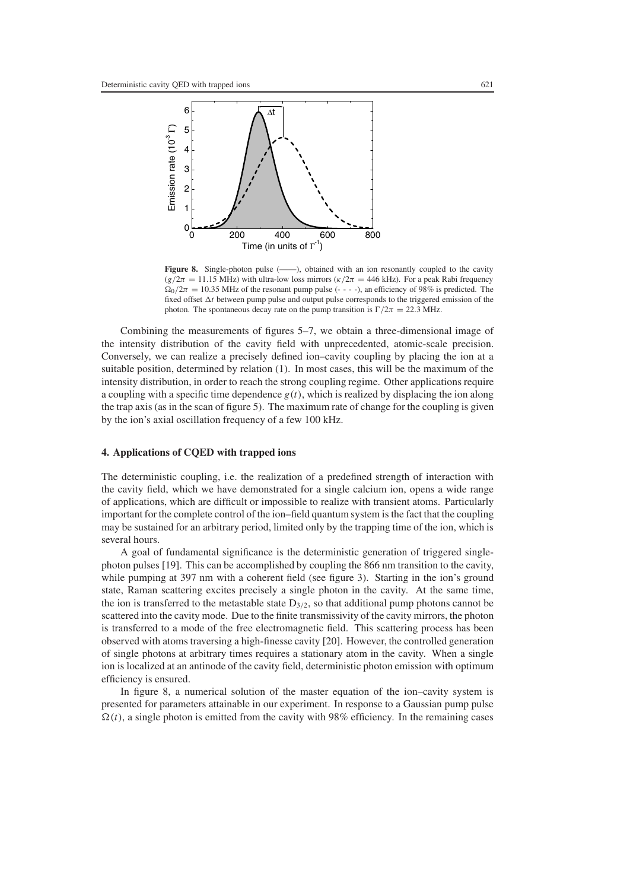**Figure 8.** Single-photon pulse (——), obtained with an ion resonantly coupled to the cavity ($g/2\pi = 11.15$ MHz) with ultra-low loss mirrors ($\kappa/2\pi = 446$ kHz). For a peak Rabi frequency $\Omega_0/2\pi = 10.35$ MHz of the resonant pump pulse (- - - -), an efficiency of 98% is predicted. The fixed offset $\Delta t$ between pump pulse and output pulse corresponds to the triggered emission of the photon. The spontaneous decay rate on the pump transition is $\Gamma/2\pi = 22.3$ MHz.

Combining the measurements of figures 5–7, we obtain a three-dimensional image of the intensity distribution of the cavity field with unprecedented, atomic-scale precision. Conversely, we can realize a precisely defined ion–cavity coupling by placing the ion at a suitable position, determined by relation (1). In most cases, this will be the maximum of the intensity distribution, in order to reach the strong coupling regime. Other applications require a coupling with a specific time dependence $g(t)$, which is realized by displacing the ion along the trap axis (as in the scan of figure 5). The maximum rate of change for the coupling is given by the ion's axial oscillation frequency of a few 100 kHz.

## 4. Applications of CQED with trapped ions

The deterministic coupling, i.e. the realization of a predefined strength of interaction with the cavity field, which we have demonstrated for a single calcium ion, opens a wide range of applications, which are difficult or impossible to realize with transient atoms. Particularly important for the complete control of the ion–field quantum system is the fact that the coupling may be sustained for an arbitrary period, limited only by the trapping time of the ion, which is several hours.

A goal of fundamental significance is the deterministic generation of triggered single-photon pulses [19]. This can be accomplished by coupling the 866 nm transition to the cavity, while pumping at 397 nm with a coherent field (see figure 3). Starting in the ion's ground state, Raman scattering excites precisely a single photon in the cavity. At the same time, the ion is transferred to the metastable state $D_{3/2}$, so that additional pump photons cannot be scattered into the cavity mode. Due to the finite transmissivity of the cavity mirrors, the photon is transferred to a mode of the free electromagnetic field. This scattering process has been observed with atoms traversing a high-finesse cavity [20]. However, the controlled generation of single photons at arbitrary times requires a stationary atom in the cavity. When a single ion is localized at an antinode of the cavity field, deterministic photon emission with optimum efficiency is ensured.

In figure 8, a numerical solution of the master equation of the ion–cavity system is presented for parameters attainable in our experiment. In response to a Gaussian pump pulse $\Omega(t)$, a single photon is emitted from the cavity with 98% efficiency. In the remaining cases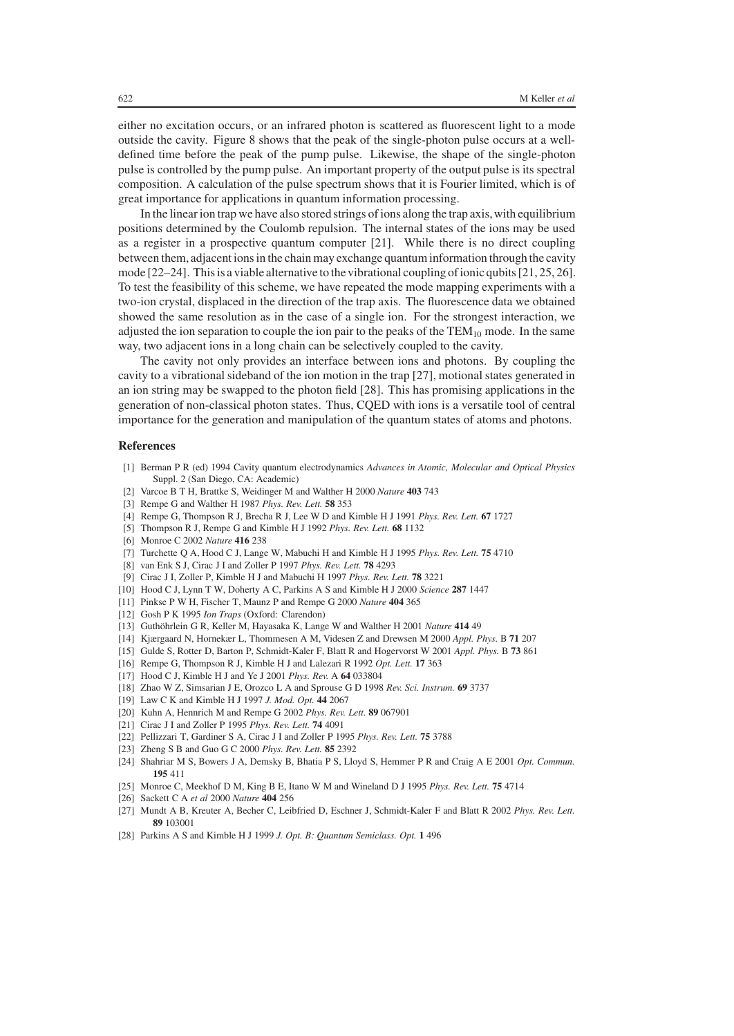either no excitation occurs, or an infrared photon is scattered as fluorescent light to a mode outside the cavity. Figure 8 shows that the peak of the single-photon pulse occurs at a well-defined time before the peak of the pump pulse. Likewise, the shape of the single-photon pulse is controlled by the pump pulse. An important property of the output pulse is its spectral composition. A calculation of the pulse spectrum shows that it is Fourier limited, which is of great importance for applications in quantum information processing.

In the linear ion trap we have also stored strings of ions along the trap axis, with equilibrium positions determined by the Coulomb repulsion. The internal states of the ions may be used as a register in a prospective quantum computer [21]. While there is no direct coupling between them, adjacent ions in the chain may exchange quantum information through the cavity mode [22–24]. This is a viable alternative to the vibrational coupling of ionic qubits [21, 25, 26]. To test the feasibility of this scheme, we have repeated the mode mapping experiments with a two-ion crystal, displaced in the direction of the trap axis. The fluorescence data we obtained showed the same resolution as in the case of a single ion. For the strongest interaction, we adjusted the ion separation to couple the ion pair to the peaks of the $TEM_{10}$ mode. In the same way, two adjacent ions in a long chain can be selectively coupled to the cavity.

The cavity not only provides an interface between ions and photons. By coupling the cavity to a vibrational sideband of the ion motion in the trap [27], motional states generated in an ion string may be swapped to the photon field [28]. This has promising applications in the generation of non-classical photon states. Thus, CQED with ions is a versatile tool of central importance for the generation and manipulation of the quantum states of atoms and photons.

## References

[1] Berman P R (ed) 1994 Cavity quantum electrodynamics *Advances in Atomic, Molecular and Optical Physics* Suppl. 2 (San Diego, CA: Academic)

[2] Varcoe B T H, Brattke S, Weidinger M and Walther H 2000 *Nature* **403** 743

[3] Rempe G and Walther H 1987 *Phys. Rev. Lett.* **58** 353

[4] Rempe G, Thompson R J, Brecha R J, Lee W D and Kimble H J 1991 *Phys. Rev. Lett.* **67** 1727

[5] Thompson R J, Rempe G and Kimble H J 1992 *Phys. Rev. Lett.* **68** 1132

[6] Monroe C 2002 *Nature* **416** 238

[7] Turchette Q A, Hood C J, Lange W, Mabuchi H and Kimble H J 1995 *Phys. Rev. Lett.* **75** 4710

[8] van Enk S J, Cirac J I and Zoller P 1997 *Phys. Rev. Lett.* **78** 4293

[9] Cirac J I, Zoller P, Kimble H J and Mabuchi H 1997 *Phys. Rev. Lett.* **78** 3221

[10] Hood C J, Lynn T W, Doherty A C, Parkins A S and Kimble H J 2000 *Science* **287** 1447

[11] Pinkse P W H, Fischer T, Maunz P and Rempe G 2000 *Nature* **404** 365

[12] Gosh P K 1995 *Ion Traps* (Oxford: Clarendon)

[13] Guthöhrlein G R, Keller M, Hayasaka K, Lange W and Walther H 2001 *Nature* **414** 49

[14] Kjærgaard N, Hornekær L, Thommesen A M, Videsen Z and Drewsen M 2000 *Appl. Phys.* B **71** 207

[15] Gulde S, Rotter D, Barton P, Schmidt-Kaler F, Blatt R and Hogervorst W 2001 *Appl. Phys.* B **73** 861

[16] Rempe G, Thompson R J, Kimble H J and Lalezari R 1992 *Opt. Lett.* **17** 363

[17] Hood C J, Kimble H J and Ye J 2001 *Phys. Rev.* A **64** 033804

[18] Zhao W Z, Simsarian J E, Orozco L A and Sprouse G D 1998 *Rev. Sci. Instrum.* **69** 3737

[19] Law C K and Kimble H J 1997 *J. Mod. Opt.* **44** 2067

[20] Kuhn A, Hennrich M and Rempe G 2002 *Phys. Rev. Lett.* **89** 067901

[21] Cirac J I and Zoller P 1995 *Phys. Rev. Lett.* **74** 4091

[22] Pellizzari T, Gardiner S A, Cirac J I and Zoller P 1995 *Phys. Rev. Lett.* **75** 3788

[23] Zheng S B and Guo G C 2000 *Phys. Rev. Lett.* **85** 2392

[24] Shahriar M S, Bowers J A, Demsky B, Bhatia P S, Lloyd S, Hemmer P R and Craig A E 2001 *Opt. Commun.* **195** 411

[25] Monroe C, Meekhof D M, King B E, Itano W M and Wineland D J 1995 *Phys. Rev. Lett.* **75** 4714

[26] Sackett C A *et al* 2000 *Nature* **404** 256

[27] Mundt A B, Kreuter A, Becher C, Leibfried D, Eschner J, Schmidt-Kaler F and Blatt R 2002 *Phys. Rev. Lett.* **89** 103001

[28] Parkins A S and Kimble H J 1999 *J. Opt. B: Quantum Semiclass. Opt.* **1** 496